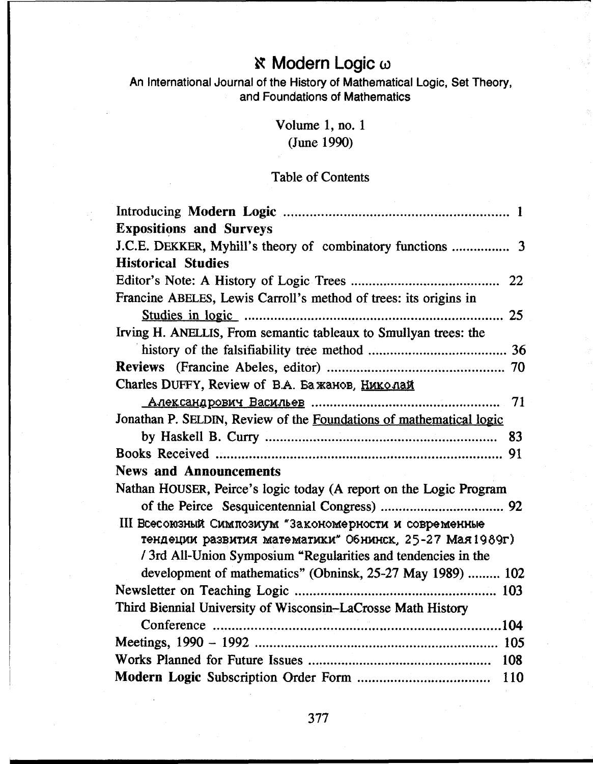# ℵ Modern Logic ω

An International Journal of the History of Mathematical Logic, Set Theory, and Foundations of Mathematics

Volume 1, no. 1
(June 1990)

Table of Contents

Introducing **Modern Logic** ........................................................ 1

**Expositions and Surveys**

J.C.E. DEKKER, Myhill's theory of combinatory functions ................ 3

**Historical Studies**

Editor's Note: A History of Logic Trees ........................................ 22

Francine ABELES, Lewis Carroll's method of trees: its origins in Studies in logic ........................................................................ 25

Irving H. ANELLIS, From semantic tableaux to Smullyan trees: the history of the falsifiability tree method ...................................... 36

**Reviews** (Francine Abeles, editor) ................................................ 70

Charles DUFFY, Review of B.A. Бажанов, Николай Александрович Васильев ................................................... 71

Jonathan P. SELDIN, Review of the Foundations of mathematical logic by Haskell B. Curry .............................................................. 83

Books Received ............................................................................ 91

**News and Announcements**

Nathan HOUSER, Peirce's logic today (A report on the Logic Program of the Peirce Sesquicentennial Congress) .................................. 92

III Всесоюзный Симпозиум "Закономерности и современные тендеции развития математики" Обнинск, 25-27 Мая1989г) / 3rd All-Union Symposium "Regularities and tendencies in the development of mathematics" (Obninsk, 25-27 May 1989) ......... 102

Newsletter on Teaching Logic ........................................................ 103

Third Biennial University of Wisconsin–LaCrosse Math History Conference ................................................................................104

Meetings, 1990 – 1992 .................................................................. 105

Works Planned for Future Issues .................................................. 108

**Modern Logic** Subscription Order Form ..................................... 110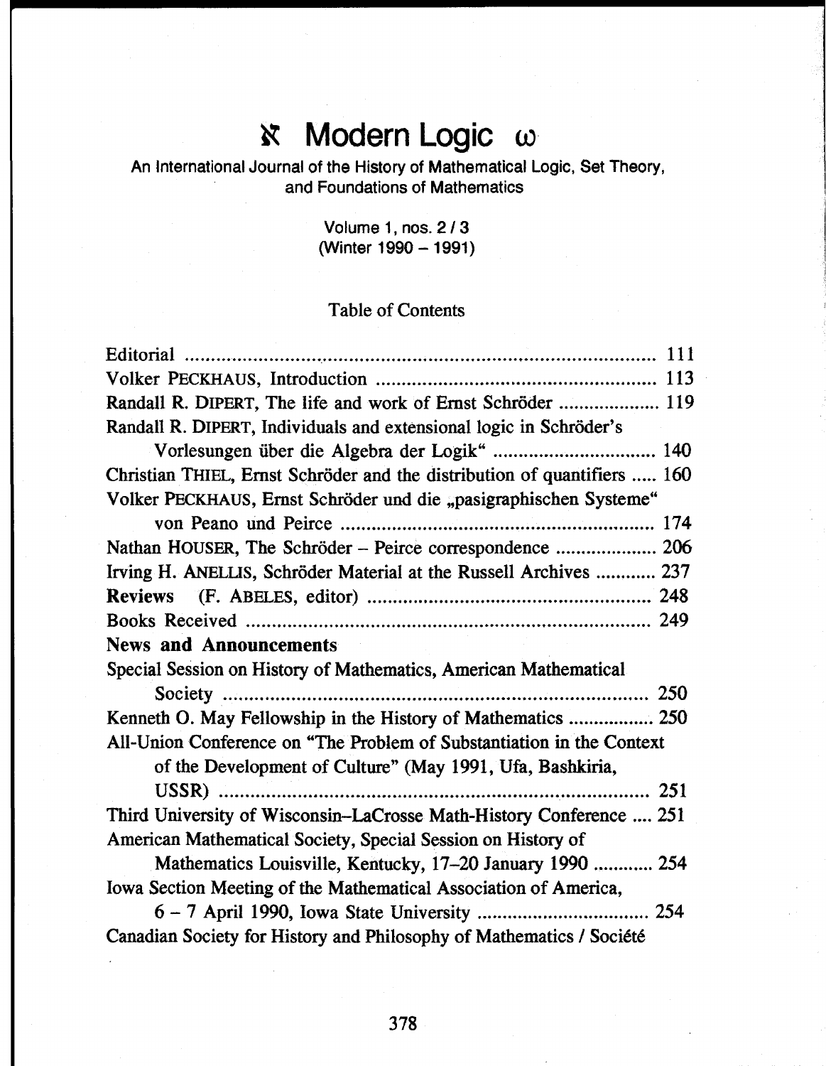# ℵ Modern Logic ω

An International Journal of the History of Mathematical Logic, Set Theory, and Foundations of Mathematics

Volume 1, nos. 2 / 3
(Winter 1990 – 1991)

## Table of Contents

Editorial ........................................................................................ 111

Volker PECKHAUS, Introduction ........................................................ 113

Randall R. DIPERT, The life and work of Ernst Schröder .................... 119

Randall R. DIPERT, Individuals and extensional logic in Schröder's Vorlesungen über die Algebra der Logik" ................................ 140

Christian THIEL, Ernst Schröder and the distribution of quantifiers ..... 160

Volker PECKHAUS, Ernst Schröder und die „pasigraphischen Systeme" von Peano und Peirce ............................................................. 174

Nathan HOUSER, The Schröder – Peirce correspondence .................... 206

Irving H. ANELLIS, Schröder Material at the Russell Archives ............ 237

**Reviews** (F. ABELES, editor) ........................................................ 248

Books Received .............................................................................. 249

**News and Announcements**

Special Session on History of Mathematics, American Mathematical Society ...................................................................................... 250

Kenneth O. May Fellowship in the History of Mathematics ................. 250

All-Union Conference on "The Problem of Substantiation in the Context of the Development of Culture" (May 1991, Ufa, Bashkiria, USSR) ........................................................................................ 251

Third University of Wisconsin–LaCrosse Math-History Conference .... 251

American Mathematical Society, Special Session on History of Mathematics Louisville, Kentucky, 17–20 January 1990 ............ 254

Iowa Section Meeting of the Mathematical Association of America, 6 – 7 April 1990, Iowa State University .................................. 254

Canadian Society for History and Philosophy of Mathematics / Société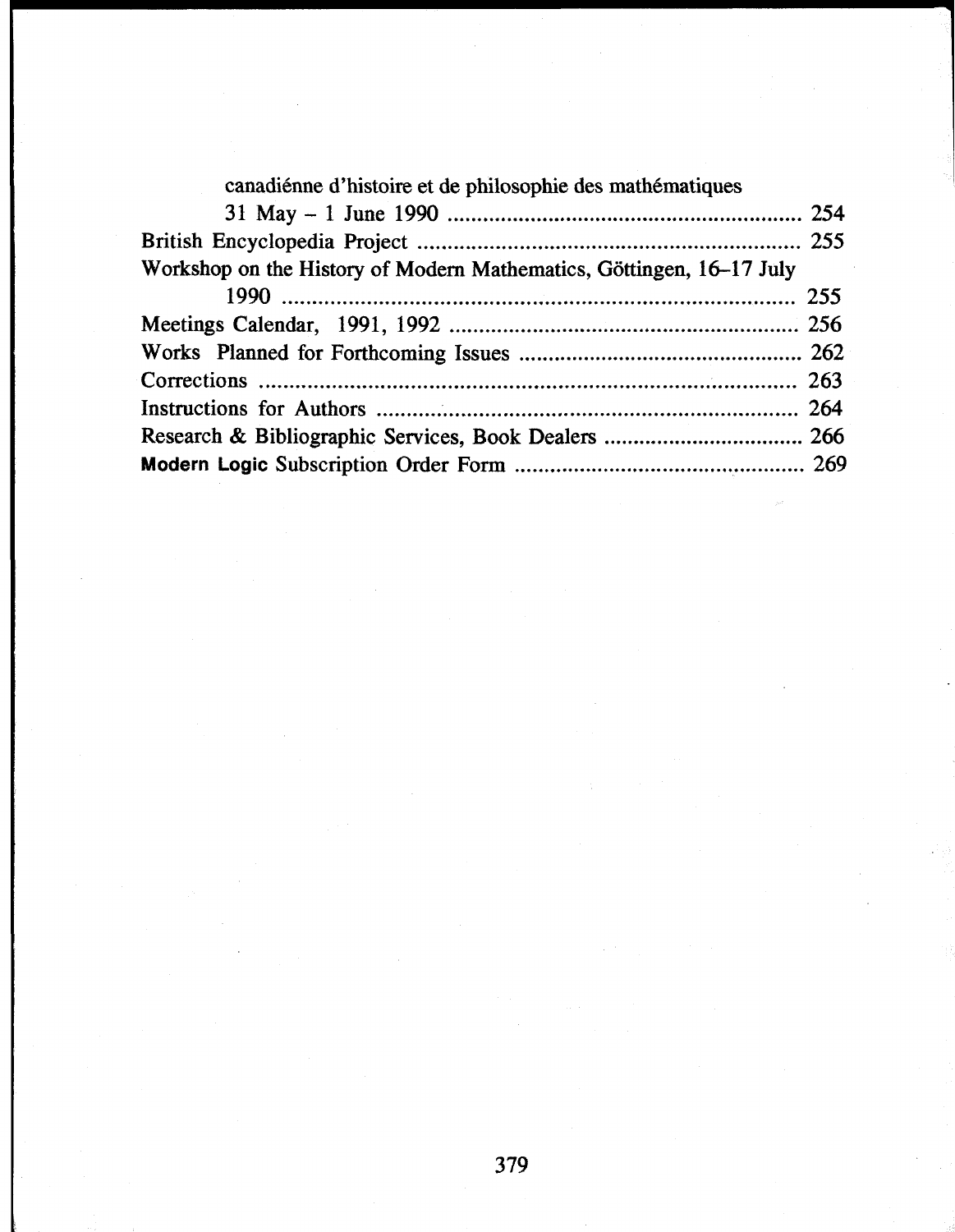canadiénne d'histoire et de philosophie des mathématiques
31 May – 1 June 1990 ........................................................ 254

British Encyclopedia Project ........................................................ 255

Workshop on the History of Modern Mathematics, Göttingen, 16–17 July
1990 ........................................................................ 255

Meetings Calendar, 1991, 1992 ........................................................ 256

Works Planned for Forthcoming Issues ........................................ 262

Corrections ........................................................................ 263

Instructions for Authors ........................................................ 264

Research & Bibliographic Services, Book Dealers ................................ 266

**Modern Logic** Subscription Order Form ........................................ 269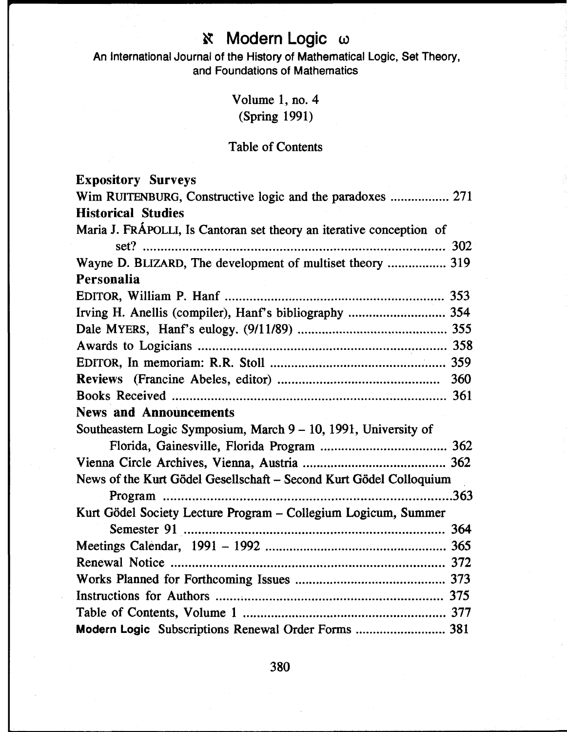# ℵ Modern Logic ω

An International Journal of the History of Mathematical Logic, Set Theory, and Foundations of Mathematics

Volume 1, no. 4
(Spring 1991)

Table of Contents

**Expository Surveys**

Wim RUITENBURG, Constructive logic and the paradoxes ................. 271

**Historical Studies**

Maria J. FRÁPOLLI, Is Cantoran set theory an iterative conception of set? ..................................................................................... 302

Wayne D. BLIZARD, The development of multiset theory ................. 319

**Personalia**

EDITOR, William P. Hanf ............................................................. 353

Irving H. Anellis (compiler), Hanf's bibliography ........................... 354

Dale MYERS, Hanf's eulogy. (9/11/89) .......................................... 355

Awards to Logicians ...................................................................... 358

EDITOR, In memoriam: R.R. Stoll .................................................. 359

**Reviews** (Francine Abeles, editor) .............................................. 360

Books Received ............................................................................. 361

**News and Announcements**

Southeastern Logic Symposium, March 9 – 10, 1991, University of Florida, Gainesville, Florida Program .................................... 362

Vienna Circle Archives, Vienna, Austria ......................................... 362

News of the Kurt Gödel Gesellschaft – Second Kurt Gödel Colloquium Program .................................................................................363

Kurt Gödel Society Lecture Program – Collegium Logicum, Summer Semester 91 ......................................................................... 364

Meetings Calendar, 1991 – 1992 .................................................... 365

Renewal Notice .............................................................................. 372

Works Planned for Forthcoming Issues ........................................... 373

Instructions for Authors ................................................................ 375

Table of Contents, Volume 1 .......................................................... 377

**Modern Logic** Subscriptions Renewal Order Forms .......................... 381